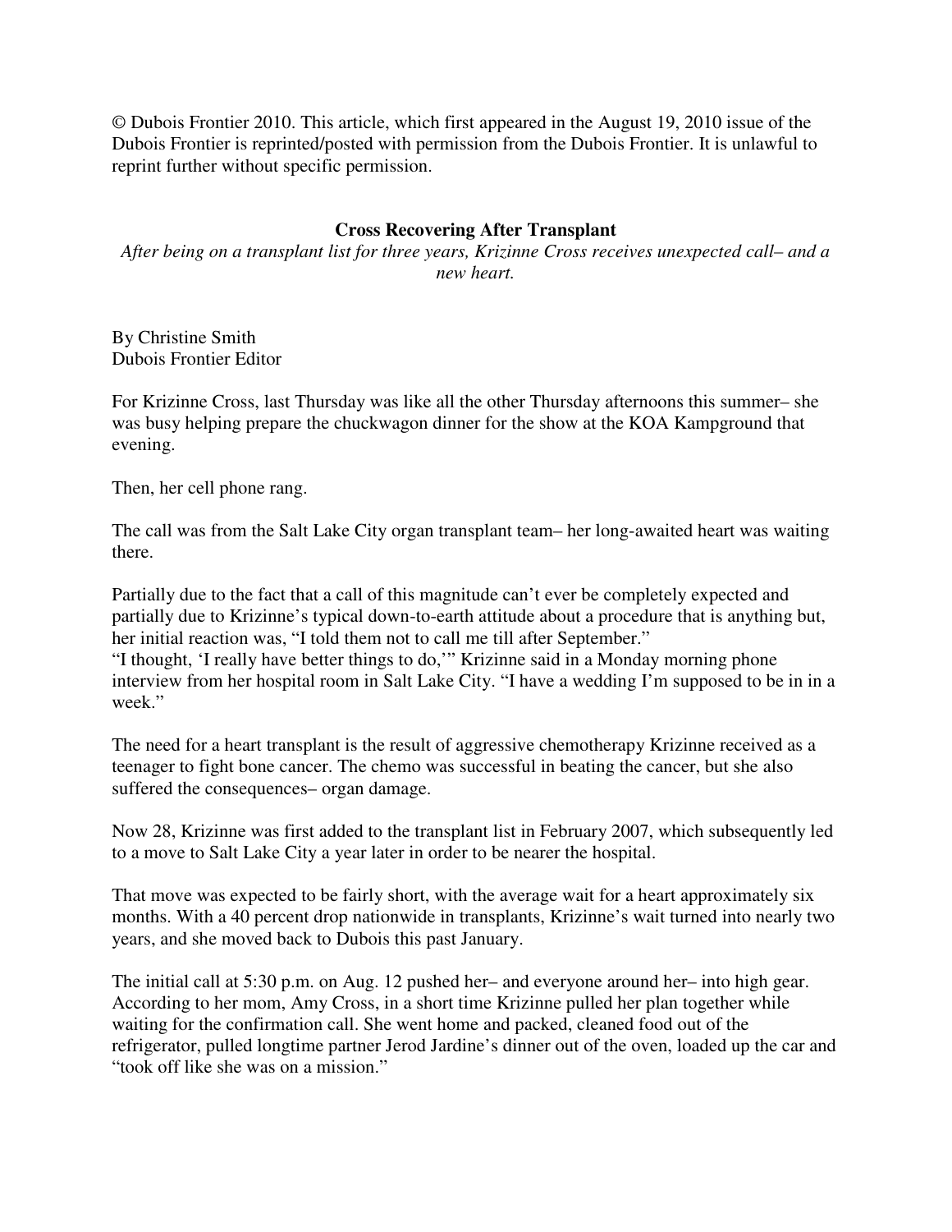© Dubois Frontier 2010. This article, which first appeared in the August 19, 2010 issue of the Dubois Frontier is reprinted/posted with permission from the Dubois Frontier. It is unlawful to reprint further without specific permission.

## Cross Recovering After Transplant

*After being on a transplant list for three years, Krizinne Cross receives unexpected call– and a new heart.*

By Christine Smith
Dubois Frontier Editor

For Krizinne Cross, last Thursday was like all the other Thursday afternoons this summer– she was busy helping prepare the chuckwagon dinner for the show at the KOA Kampground that evening.

Then, her cell phone rang.

The call was from the Salt Lake City organ transplant team– her long-awaited heart was waiting there.

Partially due to the fact that a call of this magnitude can't ever be completely expected and partially due to Krizinne's typical down-to-earth attitude about a procedure that is anything but, her initial reaction was, "I told them not to call me till after September."
"I thought, 'I really have better things to do,'" Krizinne said in a Monday morning phone interview from her hospital room in Salt Lake City. "I have a wedding I'm supposed to be in in a week."

The need for a heart transplant is the result of aggressive chemotherapy Krizinne received as a teenager to fight bone cancer. The chemo was successful in beating the cancer, but she also suffered the consequences– organ damage.

Now 28, Krizinne was first added to the transplant list in February 2007, which subsequently led to a move to Salt Lake City a year later in order to be nearer the hospital.

That move was expected to be fairly short, with the average wait for a heart approximately six months. With a 40 percent drop nationwide in transplants, Krizinne's wait turned into nearly two years, and she moved back to Dubois this past January.

The initial call at 5:30 p.m. on Aug. 12 pushed her– and everyone around her– into high gear. According to her mom, Amy Cross, in a short time Krizinne pulled her plan together while waiting for the confirmation call. She went home and packed, cleaned food out of the refrigerator, pulled longtime partner Jerod Jardine's dinner out of the oven, loaded up the car and "took off like she was on a mission."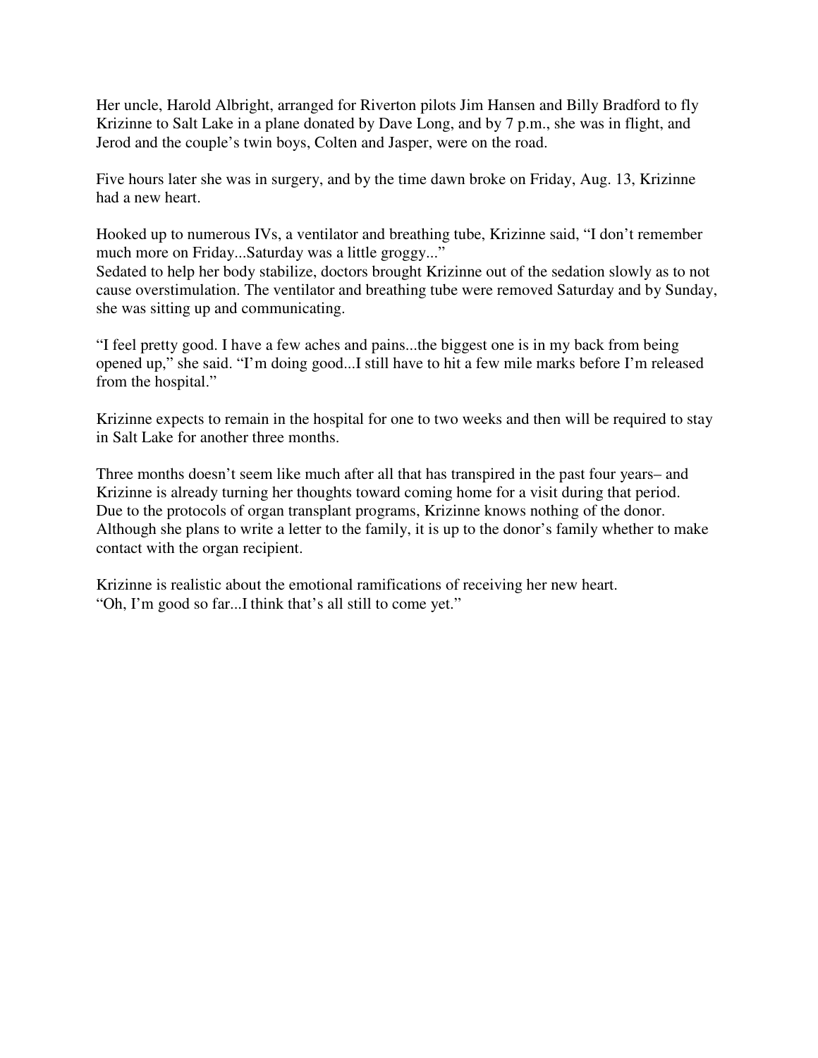Her uncle, Harold Albright, arranged for Riverton pilots Jim Hansen and Billy Bradford to fly Krizinne to Salt Lake in a plane donated by Dave Long, and by 7 p.m., she was in flight, and Jerod and the couple's twin boys, Colten and Jasper, were on the road.

Five hours later she was in surgery, and by the time dawn broke on Friday, Aug. 13, Krizinne had a new heart.

Hooked up to numerous IVs, a ventilator and breathing tube, Krizinne said, "I don't remember much more on Friday...Saturday was a little groggy..."
Sedated to help her body stabilize, doctors brought Krizinne out of the sedation slowly as to not cause overstimulation. The ventilator and breathing tube were removed Saturday and by Sunday, she was sitting up and communicating.

"I feel pretty good. I have a few aches and pains...the biggest one is in my back from being opened up," she said. "I'm doing good...I still have to hit a few mile marks before I'm released from the hospital."

Krizinne expects to remain in the hospital for one to two weeks and then will be required to stay in Salt Lake for another three months.

Three months doesn't seem like much after all that has transpired in the past four years– and Krizinne is already turning her thoughts toward coming home for a visit during that period.
Due to the protocols of organ transplant programs, Krizinne knows nothing of the donor. Although she plans to write a letter to the family, it is up to the donor's family whether to make contact with the organ recipient.

Krizinne is realistic about the emotional ramifications of receiving her new heart.
"Oh, I'm good so far...I think that's all still to come yet."